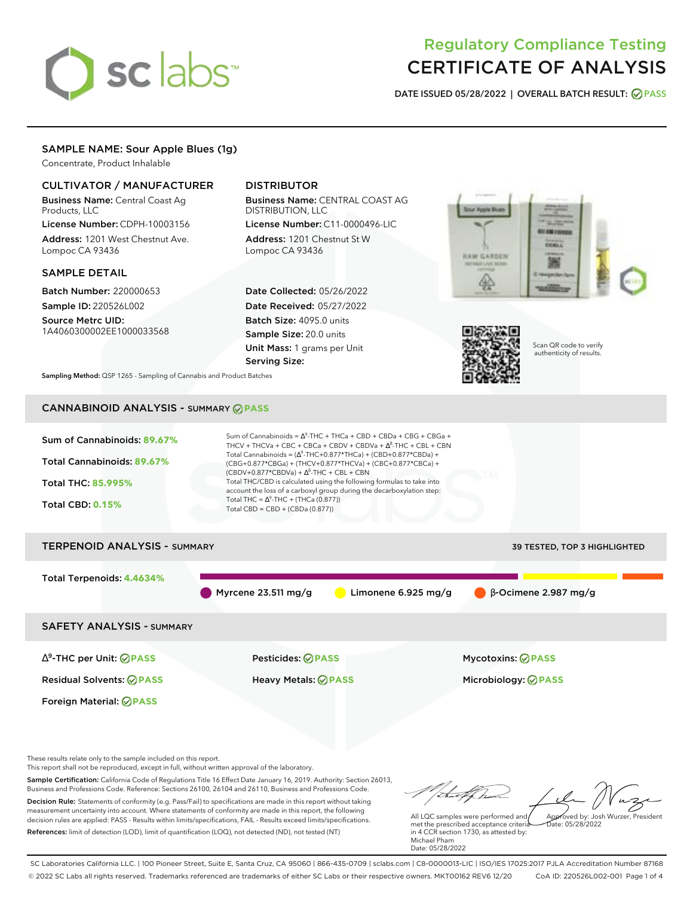# Regulatory Compliance Testing
# CERTIFICATE OF ANALYSIS

**DATE ISSUED** 05/28/2022 | **OVERALL BATCH RESULT:** PASS

## SAMPLE NAME: Sour Apple Blues (1g)

Concentrate, Product Inhalable

### CULTIVATOR / MANUFACTURER

**Business Name:** Central Coast Ag Products, LLC

**License Number:** CDPH-10003156

**Address:** 1201 West Chestnut Ave. Lompoc CA 93436

### DISTRIBUTOR

**Business Name:** CENTRAL COAST AG DISTRIBUTION, LLC

**License Number:** C11-0000496-LIC

**Address:** 1201 Chestnut St W Lompoc CA 93436

### SAMPLE DETAIL

**Batch Number:** 220000653

**Sample ID:** 220526L002

**Source Metrc UID:** 1A4060300002EE1000033568

**Date Collected:** 05/26/2022

**Date Received:** 05/27/2022

**Batch Size:** 4095.0 units

**Sample Size:** 20.0 units

**Unit Mass:** 1 grams per Unit

**Serving Size:**

Scan QR code to verify authenticity of results.

**Sampling Method:** QSP 1265 - Sampling of Cannabis and Product Batches

## CANNABINOID ANALYSIS - SUMMARY PASS

**Sum of Cannabinoids:** 89.67%

**Total Cannabinoids:** 89.67%

**Total THC:** 85.995%

**Total CBD:** 0.15%

Sum of Cannabinoids = $\Delta^9$-THC + THCa + CBD + CBDa + CBG + CBGa + THCV + THCVa + CBC + CBCa + CBDV + CBDVa + $\Delta^8$-THC + CBL + CBN

Total Cannabinoids = ($\Delta^9$-THC+0.877*THCa) + (CBD+0.877*CBDa) + (CBG+0.877*CBGa) + (THCV+0.877*THCVa) + (CBC+0.877*CBCa) + (CBDV+0.877*CBDVa) + $\Delta^8$-THC + CBL + CBN

Total THC/CBD is calculated using the following formulas to take into account the loss of a carboxyl group during the decarboxylation step:

Total THC = $\Delta^9$-THC + (THCa (0.877))

Total CBD = CBD + (CBDa (0.877))

## TERPENOID ANALYSIS - SUMMARY

39 TESTED, TOP 3 HIGHLIGHTED

**Total Terpenoids:** 4.4634%

Myrcene 23.511 mg/g | Limonene 6.925 mg/g | β-Ocimene 2.987 mg/g

## SAFETY ANALYSIS - SUMMARY

| | | |
|---|---|---|
| $\Delta^9$-THC per Unit: PASS | Pesticides: PASS | Mycotoxins: PASS |
| Residual Solvents: PASS | Heavy Metals: PASS | Microbiology: PASS |
| Foreign Material: PASS | | |

These results relate only to the sample included on this report.
This report shall not be reproduced, except in full, without written approval of the laboratory.

**Sample Certification:** California Code of Regulations Title 16 Effect Date January 16, 2019. Authority: Section 26013, Business and Professions Code. Reference: Sections 26100, 26104 and 26110, Business and Professions Code.

**Decision Rule:** Statements of conformity (e.g. Pass/Fail) to specifications are made in this report without taking measurement uncertainty into account. Where statements of conformity are made in this report, the following decision rules are applied: PASS - Results within limits/specifications, FAIL - Results exceed limits/specifications.

**References:** limit of detection (LOD), limit of quantification (LOQ), not detected (ND), not tested (NT)

All LQC samples were performed and met the prescribed acceptance criteria in 4 CCR section 1730, as attested by: Michael Pham
Date: 05/28/2022

Approved by: Josh Wurzer, President
Date: 05/28/2022

SC Laboratories California LLC. | 100 Pioneer Street, Suite E, Santa Cruz, CA 95060 | 866-435-0709 | sclabs.com | C8-0000013-LIC | ISO/IES 17025:2017 PJLA Accreditation Number 87168
© 2022 SC Labs all rights reserved. Trademarks referenced are trademarks of either SC Labs or their respective owners. MKT00162 REV6 12/20 CoA ID: 220526L002-001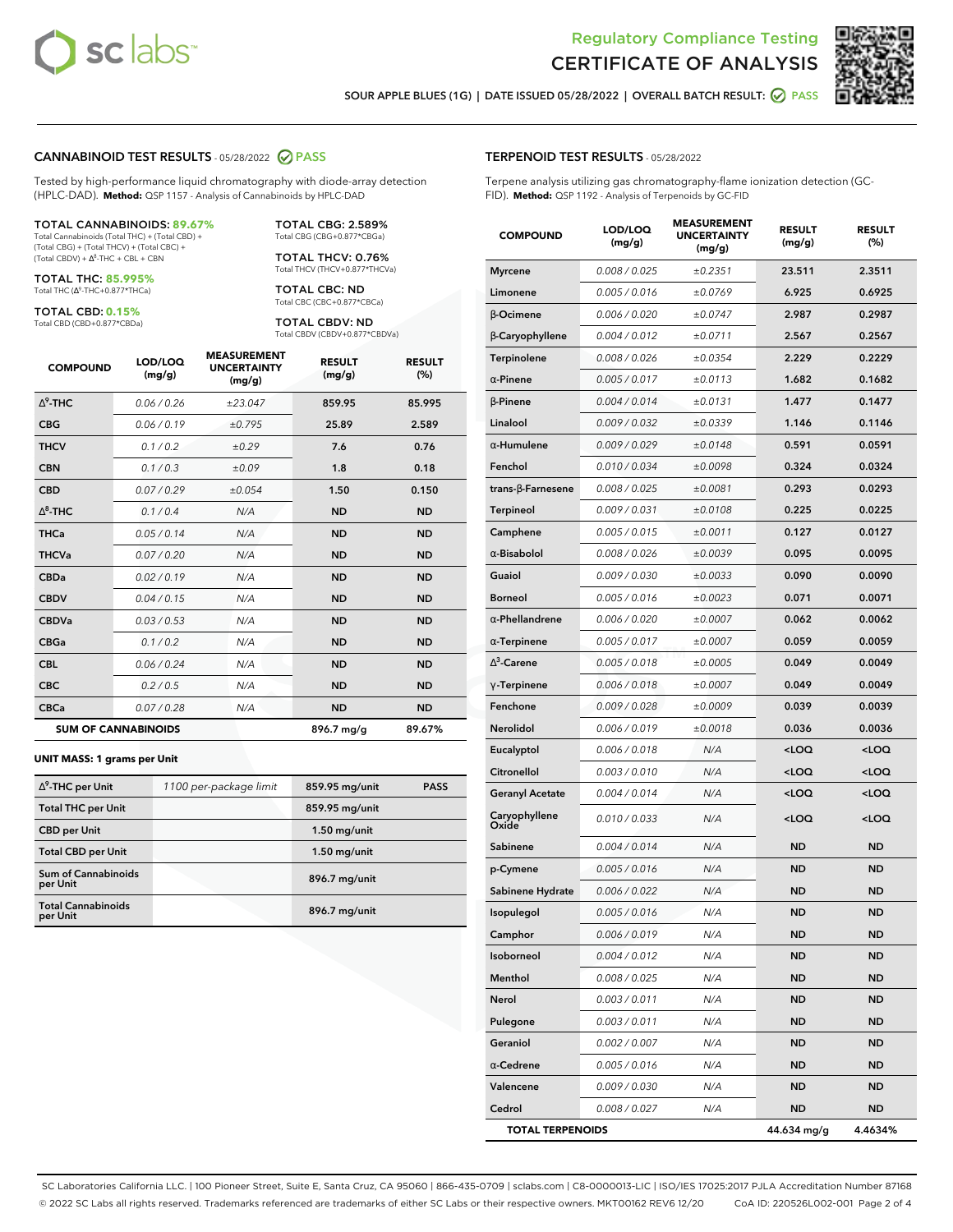# Regulatory Compliance Testing
# CERTIFICATE OF ANALYSIS

SOUR APPLE BLUES (1G) | DATE ISSUED 05/28/2022 | OVERALL BATCH RESULT: PASS

## CANNABINOID TEST RESULTS - 05/28/2022 PASS

Tested by high-performance liquid chromatography with diode-array detection (HPLC-DAD). **Method:** QSP 1157 - Analysis of Cannabinoids by HPLC-DAD

**TOTAL CANNABINOIDS: 89.67%**
Total Cannabinoids (Total THC) + (Total CBD) + (Total CBG) + (Total THCV) + (Total CBC) + (Total CBDV) + Δ8-THC + CBL + CBN

**TOTAL THC: 85.995%**
Total THC (Δ9-THC+0.877*THCa)

**TOTAL CBD: 0.15%**
Total CBD (CBD+0.877*CBDa)

**TOTAL CBG: 2.589%**
Total CBG (CBG+0.877*CBGa)

**TOTAL THCV: 0.76%**
Total THCV (THCV+0.877*THCVa)

**TOTAL CBC: ND**
Total CBC (CBC+0.877*CBCa)

**TOTAL CBDV: ND**
Total CBDV (CBDV+0.877*CBDVa)

| COMPOUND | LOD/LOQ (mg/g) | MEASUREMENT UNCERTAINTY (mg/g) | RESULT (mg/g) | RESULT (%) |
|---|---|---|---|---|
| Δ9-THC | 0.06 / 0.26 | ±23.047 | 859.95 | 85.995 |
| CBG | 0.06 / 0.19 | ±0.795 | 25.89 | 2.589 |
| THCV | 0.1 / 0.2 | ±0.29 | 7.6 | 0.76 |
| CBN | 0.1 / 0.3 | ±0.09 | 1.8 | 0.18 |
| CBD | 0.07 / 0.29 | ±0.054 | 1.50 | 0.150 |
| Δ8-THC | 0.1 / 0.4 | N/A | ND | ND |
| THCa | 0.05 / 0.14 | N/A | ND | ND |
| THCVa | 0.07 / 0.20 | N/A | ND | ND |
| CBDa | 0.02 / 0.19 | N/A | ND | ND |
| CBDV | 0.04 / 0.15 | N/A | ND | ND |
| CBDVa | 0.03 / 0.53 | N/A | ND | ND |
| CBGa | 0.1 / 0.2 | N/A | ND | ND |
| CBL | 0.06 / 0.24 | N/A | ND | ND |
| CBC | 0.2 / 0.5 | N/A | ND | ND |
| CBCa | 0.07 / 0.28 | N/A | ND | ND |
| **SUM OF CANNABINOIDS** | | | 896.7 mg/g | 89.67% |

**UNIT MASS: 1 grams per Unit**

| | | | |
|---|---|---|---|
| Δ9-THC per Unit | 1100 per-package limit | 859.95 mg/unit | PASS |
| Total THC per Unit | | 859.95 mg/unit | |
| CBD per Unit | | 1.50 mg/unit | |
| Total CBD per Unit | | 1.50 mg/unit | |
| Sum of Cannabinoids per Unit | | 896.7 mg/unit | |
| Total Cannabinoids per Unit | | 896.7 mg/unit | |

## TERPENOID TEST RESULTS - 05/28/2022

Terpene analysis utilizing gas chromatography-flame ionization detection (GC-FID). **Method:** QSP 1192 - Analysis of Terpenoids by GC-FID

| COMPOUND | LOD/LOQ (mg/g) | MEASUREMENT UNCERTAINTY (mg/g) | RESULT (mg/g) | RESULT (%) |
|---|---|---|---|---|
| Myrcene | 0.008 / 0.025 | ±0.2351 | 23.511 | 2.3511 |
| Limonene | 0.005 / 0.016 | ±0.0769 | 6.925 | 0.6925 |
| β-Ocimene | 0.006 / 0.020 | ±0.0747 | 2.987 | 0.2987 |
| β-Caryophyllene | 0.004 / 0.012 | ±0.0711 | 2.567 | 0.2567 |
| Terpinolene | 0.008 / 0.026 | ±0.0354 | 2.229 | 0.2229 |
| α-Pinene | 0.005 / 0.017 | ±0.0113 | 1.682 | 0.1682 |
| β-Pinene | 0.004 / 0.014 | ±0.0131 | 1.477 | 0.1477 |
| Linalool | 0.009 / 0.032 | ±0.0339 | 1.146 | 0.1146 |
| α-Humulene | 0.009 / 0.029 | ±0.0148 | 0.591 | 0.0591 |
| Fenchol | 0.010 / 0.034 | ±0.0098 | 0.324 | 0.0324 |
| trans-β-Farnesene | 0.008 / 0.025 | ±0.0081 | 0.293 | 0.0293 |
| Terpineol | 0.009 / 0.031 | ±0.0108 | 0.225 | 0.0225 |
| Camphene | 0.005 / 0.015 | ±0.0011 | 0.127 | 0.0127 |
| α-Bisabolol | 0.008 / 0.026 | ±0.0039 | 0.095 | 0.0095 |
| Guaiol | 0.009 / 0.030 | ±0.0033 | 0.090 | 0.0090 |
| Borneol | 0.005 / 0.016 | ±0.0023 | 0.071 | 0.0071 |
| α-Phellandrene | 0.006 / 0.020 | ±0.0007 | 0.062 | 0.0062 |
| α-Terpinene | 0.005 / 0.017 | ±0.0007 | 0.059 | 0.0059 |
| Δ3-Carene | 0.005 / 0.018 | ±0.0005 | 0.049 | 0.0049 |
| γ-Terpinene | 0.006 / 0.018 | ±0.0007 | 0.049 | 0.0049 |
| Fenchone | 0.009 / 0.028 | ±0.0009 | 0.039 | 0.0039 |
| Nerolidol | 0.006 / 0.019 | ±0.0018 | 0.036 | 0.0036 |
| Eucalyptol | 0.006 / 0.018 | N/A | <LOQ | <LOQ |
| Citronellol | 0.003 / 0.010 | N/A | <LOQ | <LOQ |
| Geranyl Acetate | 0.004 / 0.014 | N/A | <LOQ | <LOQ |
| Caryophyllene Oxide | 0.010 / 0.033 | N/A | <LOQ | <LOQ |
| Sabinene | 0.004 / 0.014 | N/A | ND | ND |
| p-Cymene | 0.005 / 0.016 | N/A | ND | ND |
| Sabinene Hydrate | 0.006 / 0.022 | N/A | ND | ND |
| Isopulegol | 0.005 / 0.016 | N/A | ND | ND |
| Camphor | 0.006 / 0.019 | N/A | ND | ND |
| Isoborneol | 0.004 / 0.012 | N/A | ND | ND |
| Menthol | 0.008 / 0.025 | N/A | ND | ND |
| Nerol | 0.003 / 0.011 | N/A | ND | ND |
| Pulegone | 0.003 / 0.011 | N/A | ND | ND |
| Geraniol | 0.002 / 0.007 | N/A | ND | ND |
| α-Cedrene | 0.005 / 0.016 | N/A | ND | ND |
| Valencene | 0.009 / 0.030 | N/A | ND | ND |
| Cedrol | 0.008 / 0.027 | N/A | ND | ND |
| **TOTAL TERPENOIDS** | | | 44.634 mg/g | 4.4634% |

SC Laboratories California LLC. | 100 Pioneer Street, Suite E, Santa Cruz, CA 95060 | 866-435-0709 | sclabs.com | C8-0000013-LIC | ISO/IES 17025:2017 PJLA Accreditation Number 87168
© 2022 SC Labs all rights reserved. Trademarks referenced are trademarks of either SC Labs or their respective owners. MKT00162 REV6 12/20 CoA ID: 220526L002-001